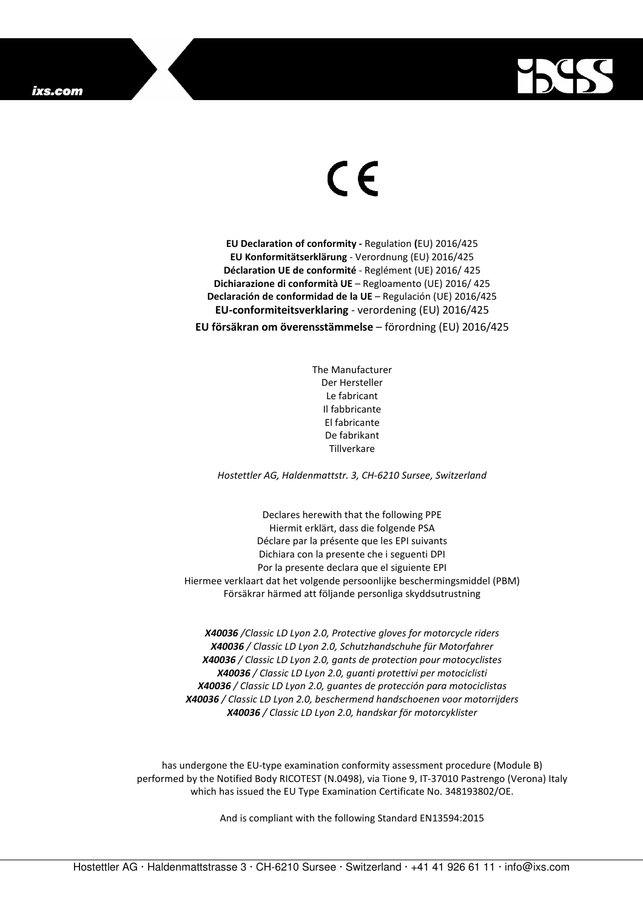CE

**EU Declaration of conformity -** Regulation **(**EU) 2016/425
**EU Konformitätserklärung** - Verordnung (EU) 2016/425
**Déclaration UE de conformité** - Reglément (UE) 2016/ 425
**Dichiarazione di conformità UE** – Regloamento (UE) 2016/ 425
**Declaración de conformidad de la UE** – Regulación (UE) 2016/425
**EU-conformiteitsverklaring** - verordening (EU) 2016/425
**EU försäkran om överensstämmelse** – förordning (EU) 2016/425

The Manufacturer
Der Hersteller
Le fabricant
Il fabbricante
El fabricante
De fabrikant
Tillverkare

*Hostettler AG, Haldenmattstr. 3, CH-6210 Sursee, Switzerland*

Declares herewith that the following PPE
Hiermit erklärt, dass die folgende PSA
Déclare par la présente que les EPI suivants
Dichiara con la presente che i seguenti DPI
Por la presente declara que el siguiente EPI
Hiermee verklaart dat het volgende persoonlijke beschermingsmiddel (PBM)
Försäkrar härmed att följande personliga skyddsutrustning

***X40036** /Classic LD Lyon 2.0, Protective gloves for motorcycle riders*
***X40036** / Classic LD Lyon 2.0, Schutzhandschuhe für Motorfahrer*
***X40036** / Classic LD Lyon 2.0, gants de protection pour motocyclistes*
***X40036** / Classic LD Lyon 2.0, guanti protettivi per motociclisti*
***X40036** / Classic LD Lyon 2.0, guantes de protección para motociclistas*
***X40036** / Classic LD Lyon 2.0, beschermend handschoenen voor motorrijders*
***X40036** / Classic LD Lyon 2.0, handskar för motorcyklister*

has undergone the EU-type examination conformity assessment procedure (Module B) performed by the Notified Body RICOTEST (N.0498), via Tione 9, IT-37010 Pastrengo (Verona) Italy which has issued the EU Type Examination Certificate No. 348193802/OE.

And is compliant with the following Standard EN13594:2015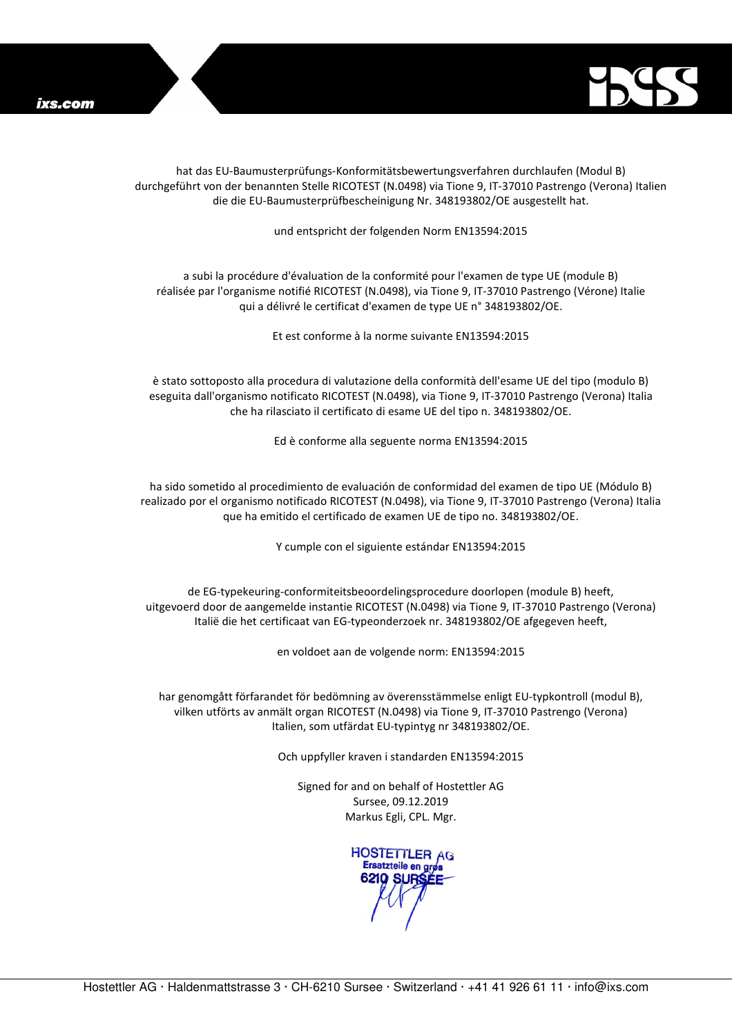hat das EU-Baumusterprüfungs-Konformitätsbewertungsverfahren durchlaufen (Modul B) durchgeführt von der benannten Stelle RICOTEST (N.0498) via Tione 9, IT-37010 Pastrengo (Verona) Italien die die EU-Baumusterprüfbescheinigung Nr. 348193802/OE ausgestellt hat.

und entspricht der folgenden Norm EN13594:2015

a subi la procédure d'évaluation de la conformité pour l'examen de type UE (module B) réalisée par l'organisme notifié RICOTEST (N.0498), via Tione 9, IT-37010 Pastrengo (Vérone) Italie qui a délivré le certificat d'examen de type UE n° 348193802/OE.

Et est conforme à la norme suivante EN13594:2015

è stato sottoposto alla procedura di valutazione della conformità dell'esame UE del tipo (modulo B) eseguita dall'organismo notificato RICOTEST (N.0498), via Tione 9, IT-37010 Pastrengo (Verona) Italia che ha rilasciato il certificato di esame UE del tipo n. 348193802/OE.

Ed è conforme alla seguente norma EN13594:2015

ha sido sometido al procedimiento de evaluación de conformidad del examen de tipo UE (Módulo B) realizado por el organismo notificado RICOTEST (N.0498), via Tione 9, IT-37010 Pastrengo (Verona) Italia que ha emitido el certificado de examen UE de tipo no. 348193802/OE.

Y cumple con el siguiente estándar EN13594:2015

de EG-typekeuring-conformiteitsbeoordelingsprocedure doorlopen (module B) heeft, uitgevoerd door de aangemelde instantie RICOTEST (N.0498) via Tione 9, IT-37010 Pastrengo (Verona) Italië die het certificaat van EG-typeonderzoek nr. 348193802/OE afgegeven heeft,

en voldoet aan de volgende norm: EN13594:2015

har genomgått förfarandet för bedömning av överensstämmelse enligt EU-typkontroll (modul B), vilken utförts av anmält organ RICOTEST (N.0498) via Tione 9, IT-37010 Pastrengo (Verona) Italien, som utfärdat EU-typintyg nr 348193802/OE.

Och uppfyller kraven i standarden EN13594:2015

Signed for and on behalf of Hostettler AG
Sursee, 09.12.2019
Markus Egli, CPL. Mgr.

HOSTETTLER AG
Ersatzteile en gros
6210 SURSEE